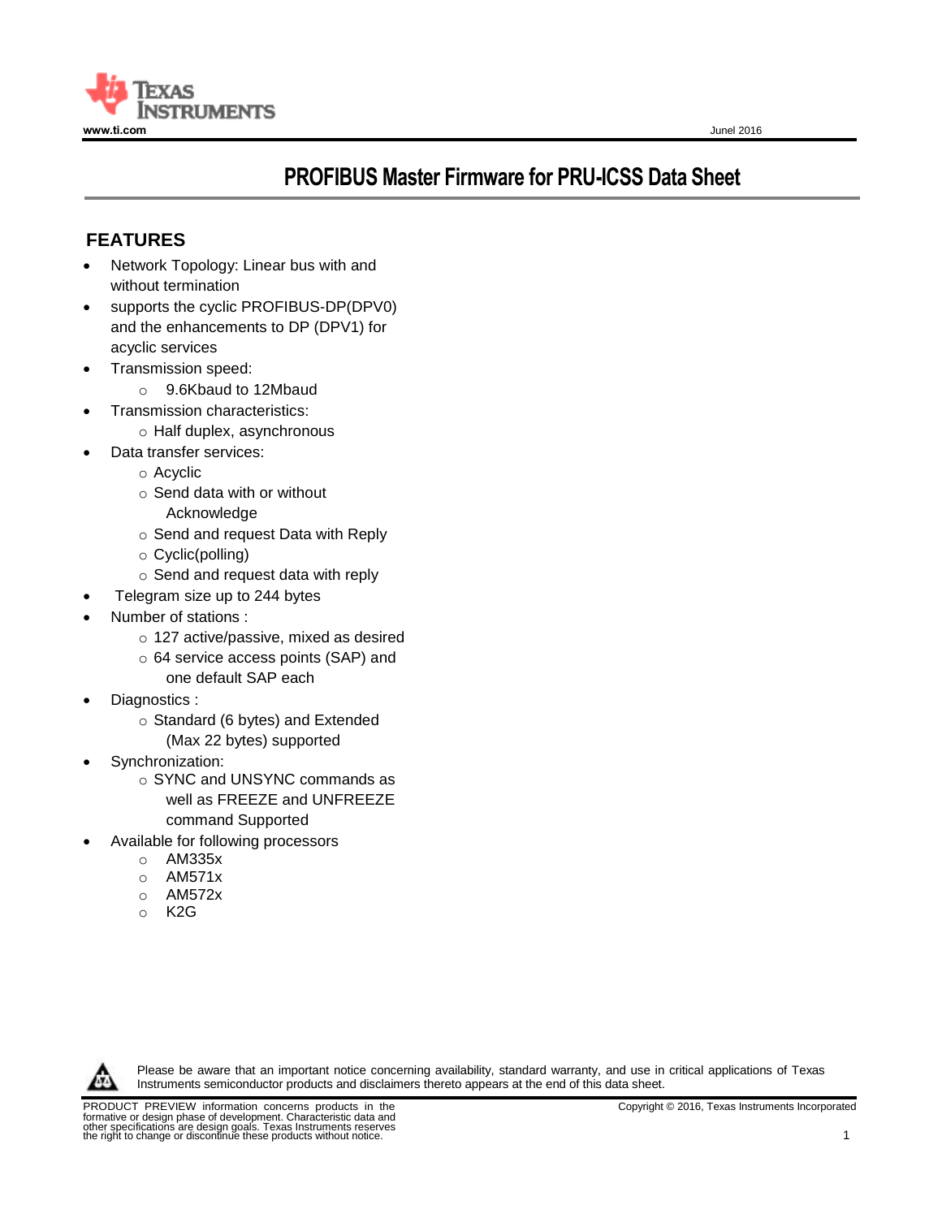# PROFIBUS Master Firmware for PRU-ICSS Data Sheet

## FEATURES

- Network Topology: Linear bus with and without termination
- supports the cyclic PROFIBUS-DP(DPV0) and the enhancements to DP (DPV1) for acyclic services
- Transmission speed:
  - 9.6Kbaud to 12Mbaud
- Transmission characteristics:
  - Half duplex, asynchronous
- Data transfer services:
  - Acyclic
  - Send data with or without Acknowledge
  - Send and request Data with Reply
  - Cyclic(polling)
  - Send and request data with reply
- Telegram size up to 244 bytes
- Number of stations :
  - 127 active/passive, mixed as desired
  - 64 service access points (SAP) and one default SAP each
- Diagnostics :
  - Standard (6 bytes) and Extended (Max 22 bytes) supported
- Synchronization:
  - SYNC and UNSYNC commands as well as FREEZE and UNFREEZE command Supported
- Available for following processors
  - AM335x
  - AM571x
  - AM572x
  - K2G

Please be aware that an important notice concerning availability, standard warranty, and use in critical applications of Texas Instruments semiconductor products and disclaimers thereto appears at the end of this data sheet.

PRODUCT PREVIEW information concerns products in the formative or design phase of development. Characteristic data and other specifications are design goals. Texas Instruments reserves the right to change or discontinue these products without notice.

Copyright © 2016, Texas Instruments Incorporated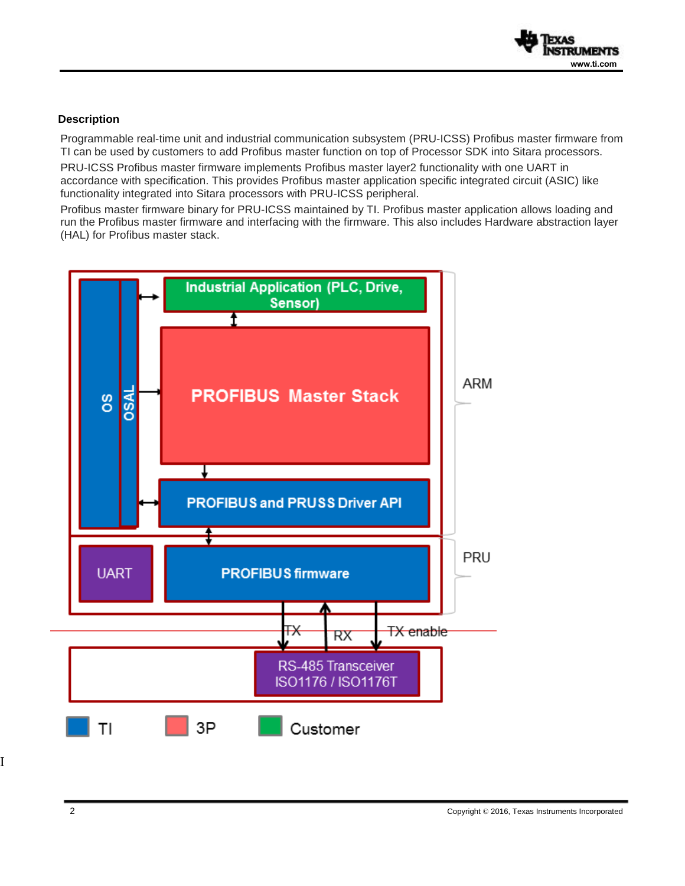### Description

Programmable real-time unit and industrial communication subsystem (PRU-ICSS) Profibus master firmware from TI can be used by customers to add Profibus master function on top of Processor SDK into Sitara processors.

PRU-ICSS Profibus master firmware implements Profibus master layer2 functionality with one UART in accordance with specification. This provides Profibus master application specific integrated circuit (ASIC) like functionality integrated into Sitara processors with PRU-ICSS peripheral.

Profibus master firmware binary for PRU-ICSS maintained by TI. Profibus master application allows loading and run the Profibus master firmware and interfacing with the firmware. This also includes Hardware abstraction layer (HAL) for Profibus master stack.

Industrial Application (PLC, Drive, Sensor)

OS

OSAL

PROFIBUS Master Stack

PROFIBUS and PRUSS Driver API

ARM

UART

PROFIBUS firmware

PRU

TX

RX

TX enable

RS-485 Transceiver ISO1176 / ISO1176T

TI

3P

Customer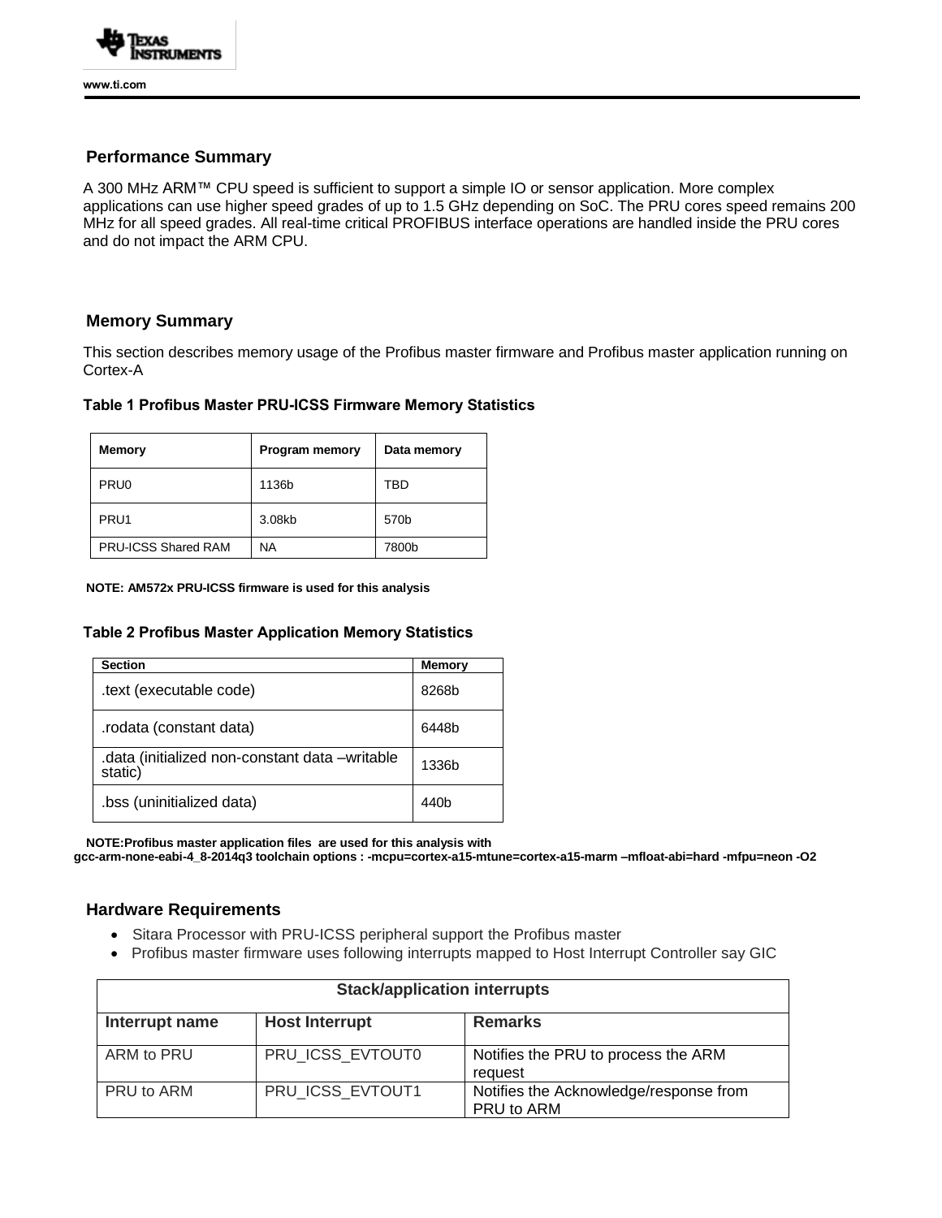## Performance Summary

A 300 MHz ARM™ CPU speed is sufficient to support a simple IO or sensor application. More complex applications can use higher speed grades of up to 1.5 GHz depending on SoC. The PRU cores speed remains 200 MHz for all speed grades. All real-time critical PROFIBUS interface operations are handled inside the PRU cores and do not impact the ARM CPU.

## Memory Summary

This section describes memory usage of the Profibus master firmware and Profibus master application running on Cortex-A

**Table 1 Profibus Master PRU-ICSS Firmware Memory Statistics**

| Memory | Program memory | Data memory |
|---|---|---|
| PRU0 | 1136b | TBD |
| PRU1 | 3.08kb | 570b |
| PRU-ICSS Shared RAM | NA | 7800b |

**NOTE: AM572x PRU-ICSS firmware is used for this analysis**

**Table 2 Profibus Master Application Memory Statistics**

| Section | Memory |
|---|---|
| .text (executable code) | 8268b |
| .rodata (constant data) | 6448b |
| .data (initialized non-constant data –writable static) | 1336b |
| .bss (uninitialized data) | 440b |

**NOTE:Profibus master application files are used for this analysis with gcc-arm-none-eabi-4_8-2014q3 toolchain options : -mcpu=cortex-a15-mtune=cortex-a15-marm –mfloat-abi=hard -mfpu=neon -O2**

## Hardware Requirements

- Sitara Processor with PRU-ICSS peripheral support the Profibus master
- Profibus master firmware uses following interrupts mapped to Host Interrupt Controller say GIC

| Stack/application interrupts | | |
|---|---|---|
| **Interrupt name** | **Host Interrupt** | **Remarks** |
| ARM to PRU | PRU_ICSS_EVTOUT0 | Notifies the PRU to process the ARM request |
| PRU to ARM | PRU_ICSS_EVTOUT1 | Notifies the Acknowledge/response from PRU to ARM |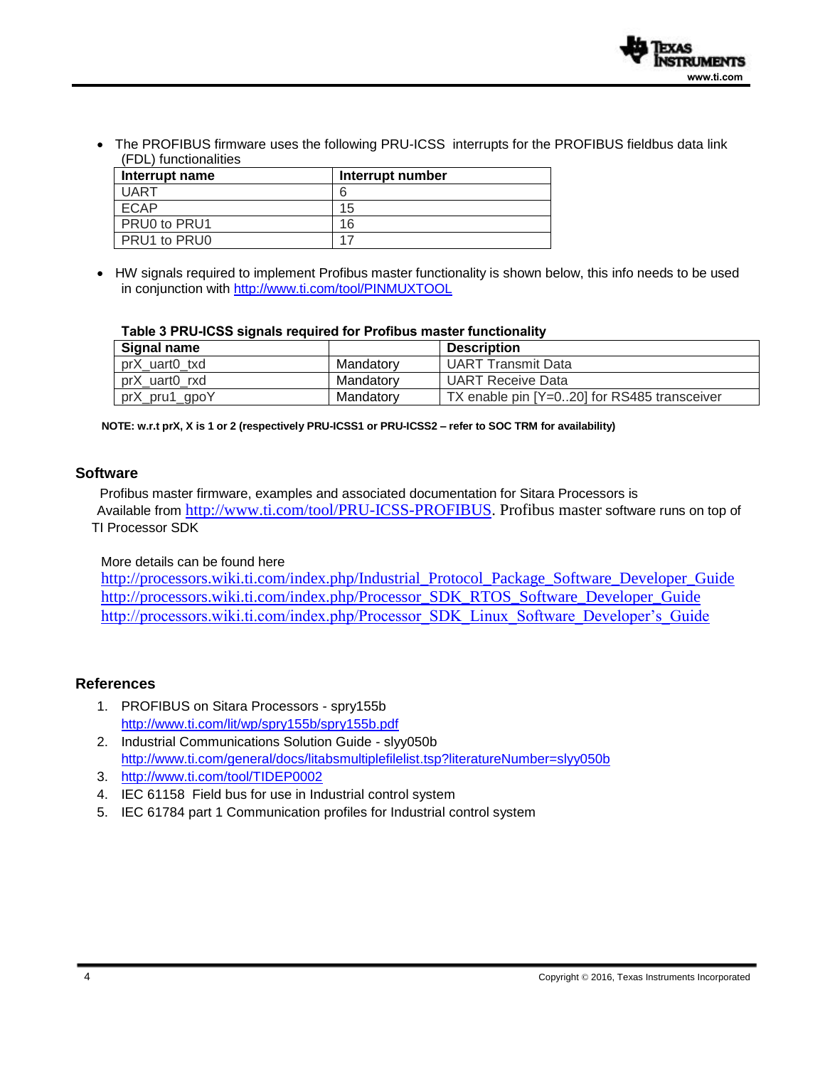- The PROFIBUS firmware uses the following PRU-ICSS interrupts for the PROFIBUS fieldbus data link (FDL) functionalities

| Interrupt name | Interrupt number |
|---|---|
| UART | 6 |
| ECAP | 15 |
| PRU0 to PRU1 | 16 |
| PRU1 to PRU0 | 17 |

- HW signals required to implement Profibus master functionality is shown below, this info needs to be used in conjunction with http://www.ti.com/tool/PINMUXTOOL

**Table 3 PRU-ICSS signals required for Profibus master functionality**

| Signal name | | Description |
|---|---|---|
| prX_uart0_txd | Mandatory | UART Transmit Data |
| prX_uart0_rxd | Mandatory | UART Receive Data |
| prX_pru1_gpoY | Mandatory | TX enable pin [Y=0..20] for RS485 transceiver |

**NOTE: w.r.t prX, X is 1 or 2 (respectively PRU-ICSS1 or PRU-ICSS2 – refer to SOC TRM for availability)**

## Software

Profibus master firmware, examples and associated documentation for Sitara Processors is Available from http://www.ti.com/tool/PRU-ICSS-PROFIBUS. Profibus master software runs on top of TI Processor SDK

More details can be found here
http://processors.wiki.ti.com/index.php/Industrial_Protocol_Package_Software_Developer_Guide
http://processors.wiki.ti.com/index.php/Processor_SDK_RTOS_Software_Developer_Guide
http://processors.wiki.ti.com/index.php/Processor_SDK_Linux_Software_Developer's_Guide

## References

1. PROFIBUS on Sitara Processors - spry155b
   http://www.ti.com/lit/wp/spry155b/spry155b.pdf
2. Industrial Communications Solution Guide - slyy050b
   http://www.ti.com/general/docs/litabsmultiplefilelist.tsp?literatureNumber=slyy050b
3. http://www.ti.com/tool/TIDEP0002
4. IEC 61158 Field bus for use in Industrial control system
5. IEC 61784 part 1 Communication profiles for Industrial control system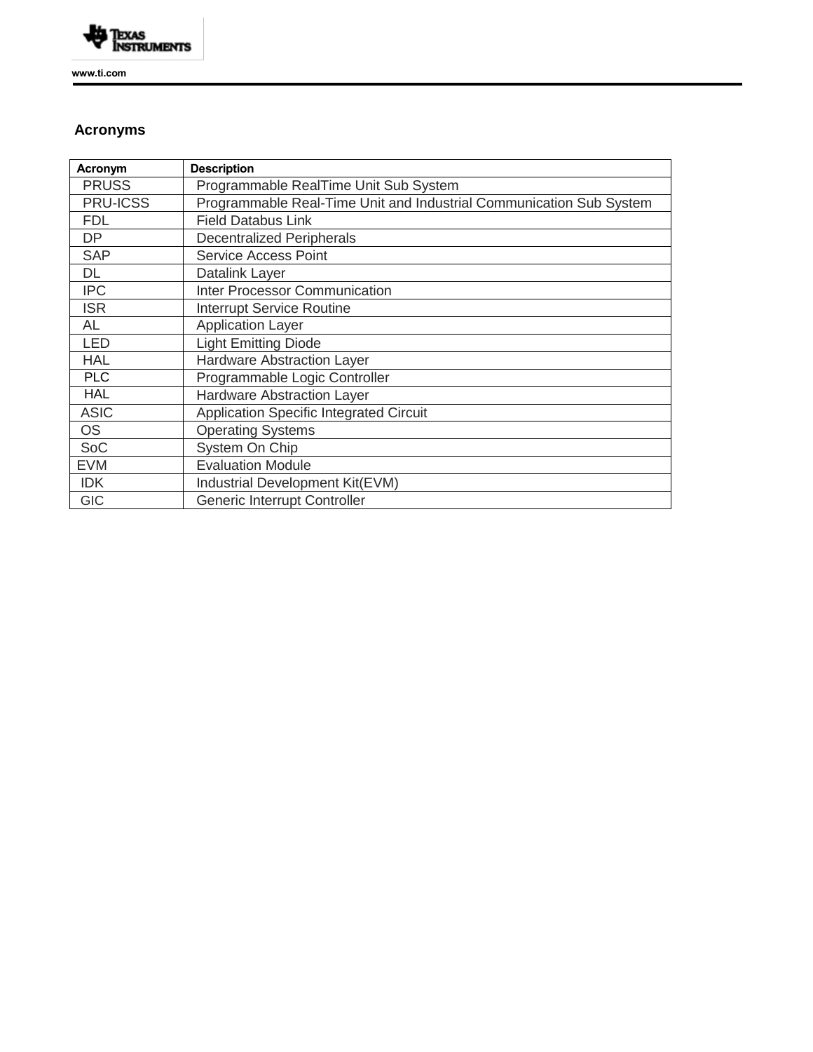## Acronyms

| Acronym | Description |
|---|---|
| PRUSS | Programmable RealTime Unit Sub System |
| PRU-ICSS | Programmable Real-Time Unit and Industrial Communication Sub System |
| FDL | Field Databus Link |
| DP | Decentralized Peripherals |
| SAP | Service Access Point |
| DL | Datalink Layer |
| IPC | Inter Processor Communication |
| ISR | Interrupt Service Routine |
| AL | Application Layer |
| LED | Light Emitting Diode |
| HAL | Hardware Abstraction Layer |
| PLC | Programmable Logic Controller |
| HAL | Hardware Abstraction Layer |
| ASIC | Application Specific Integrated Circuit |
| OS | Operating Systems |
| SoC | System On Chip |
| EVM | Evaluation Module |
| IDK | Industrial Development Kit(EVM) |
| GIC | Generic Interrupt Controller |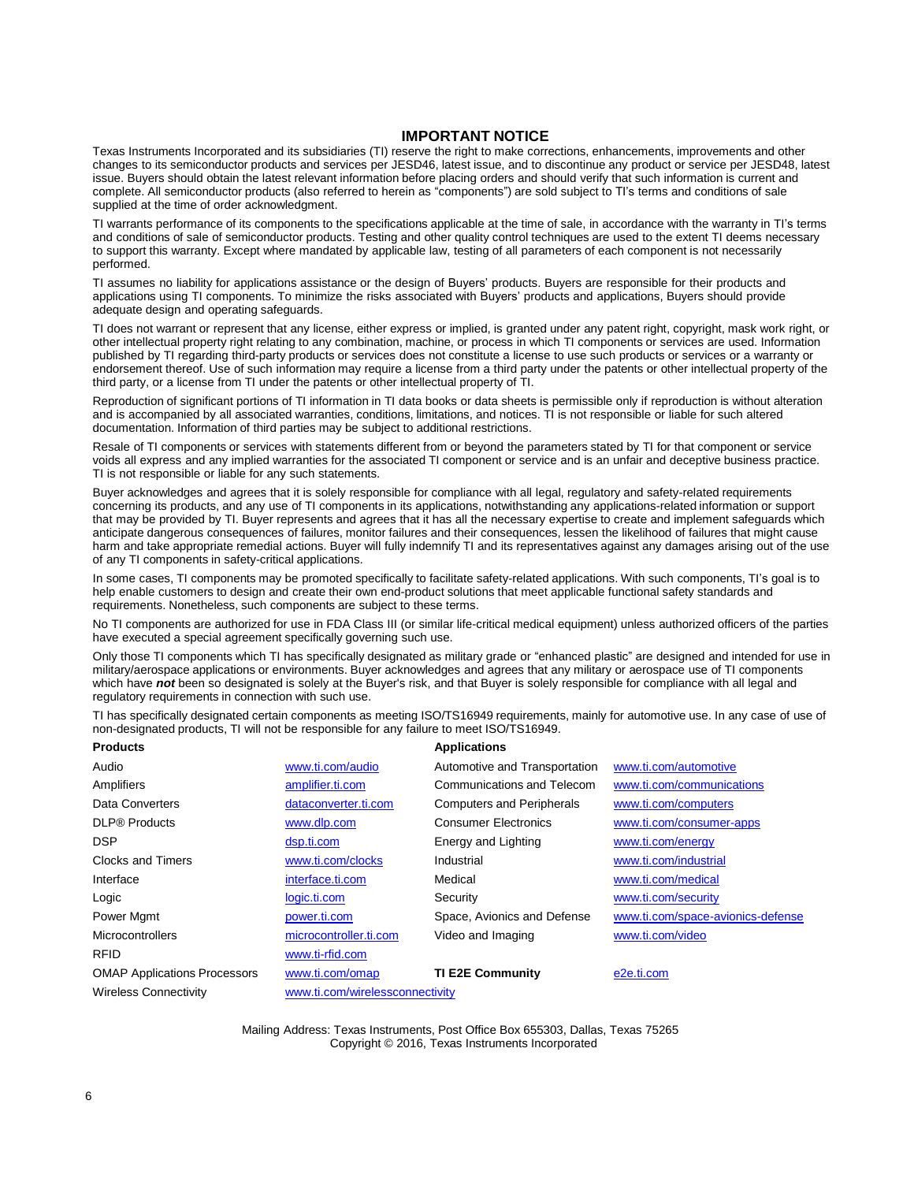# IMPORTANT NOTICE

Texas Instruments Incorporated and its subsidiaries (TI) reserve the right to make corrections, enhancements, improvements and other changes to its semiconductor products and services per JESD46, latest issue, and to discontinue any product or service per JESD48, latest issue. Buyers should obtain the latest relevant information before placing orders and should verify that such information is current and complete. All semiconductor products (also referred to herein as "components") are sold subject to TI's terms and conditions of sale supplied at the time of order acknowledgment.

TI warrants performance of its components to the specifications applicable at the time of sale, in accordance with the warranty in TI's terms and conditions of sale of semiconductor products. Testing and other quality control techniques are used to the extent TI deems necessary to support this warranty. Except where mandated by applicable law, testing of all parameters of each component is not necessarily performed.

TI assumes no liability for applications assistance or the design of Buyers' products. Buyers are responsible for their products and applications using TI components. To minimize the risks associated with Buyers' products and applications, Buyers should provide adequate design and operating safeguards.

TI does not warrant or represent that any license, either express or implied, is granted under any patent right, copyright, mask work right, or other intellectual property right relating to any combination, machine, or process in which TI components or services are used. Information published by TI regarding third-party products or services does not constitute a license to use such products or services or a warranty or endorsement thereof. Use of such information may require a license from a third party under the patents or other intellectual property of the third party, or a license from TI under the patents or other intellectual property of TI.

Reproduction of significant portions of TI information in TI data books or data sheets is permissible only if reproduction is without alteration and is accompanied by all associated warranties, conditions, limitations, and notices. TI is not responsible or liable for such altered documentation. Information of third parties may be subject to additional restrictions.

Resale of TI components or services with statements different from or beyond the parameters stated by TI for that component or service voids all express and any implied warranties for the associated TI component or service and is an unfair and deceptive business practice. TI is not responsible or liable for any such statements.

Buyer acknowledges and agrees that it is solely responsible for compliance with all legal, regulatory and safety-related requirements concerning its products, and any use of TI components in its applications, notwithstanding any applications-related information or support that may be provided by TI. Buyer represents and agrees that it has all the necessary expertise to create and implement safeguards which anticipate dangerous consequences of failures, monitor failures and their consequences, lessen the likelihood of failures that might cause harm and take appropriate remedial actions. Buyer will fully indemnify TI and its representatives against any damages arising out of the use of any TI components in safety-critical applications.

In some cases, TI components may be promoted specifically to facilitate safety-related applications. With such components, TI's goal is to help enable customers to design and create their own end-product solutions that meet applicable functional safety standards and requirements. Nonetheless, such components are subject to these terms.

No TI components are authorized for use in FDA Class III (or similar life-critical medical equipment) unless authorized officers of the parties have executed a special agreement specifically governing such use.

Only those TI components which TI has specifically designated as military grade or "enhanced plastic" are designed and intended for use in military/aerospace applications or environments. Buyer acknowledges and agrees that any military or aerospace use of TI components which have ***not*** been so designated is solely at the Buyer's risk, and that Buyer is solely responsible for compliance with all legal and regulatory requirements in connection with such use.

TI has specifically designated certain components as meeting ISO/TS16949 requirements, mainly for automotive use. In any case of use of non-designated products, TI will not be responsible for any failure to meet ISO/TS16949.

| **Products** | | **Applications** | |
|---|---|---|---|
| Audio | www.ti.com/audio | Automotive and Transportation | www.ti.com/automotive |
| Amplifiers | amplifier.ti.com | Communications and Telecom | www.ti.com/communications |
| Data Converters | dataconverter.ti.com | Computers and Peripherals | www.ti.com/computers |
| DLP® Products | www.dlp.com | Consumer Electronics | www.ti.com/consumer-apps |
| DSP | dsp.ti.com | Energy and Lighting | www.ti.com/energy |
| Clocks and Timers | www.ti.com/clocks | Industrial | www.ti.com/industrial |
| Interface | interface.ti.com | Medical | www.ti.com/medical |
| Logic | logic.ti.com | Security | www.ti.com/security |
| Power Mgmt | power.ti.com | Space, Avionics and Defense | www.ti.com/space-avionics-defense |
| Microcontrollers | microcontroller.ti.com | Video and Imaging | www.ti.com/video |
| RFID | www.ti-rfid.com | | |
| OMAP Applications Processors | www.ti.com/omap | **TI E2E Community** | e2e.ti.com |
| Wireless Connectivity | www.ti.com/wirelessconnectivity | | |

Mailing Address: Texas Instruments, Post Office Box 655303, Dallas, Texas 75265
Copyright © 2016, Texas Instruments Incorporated